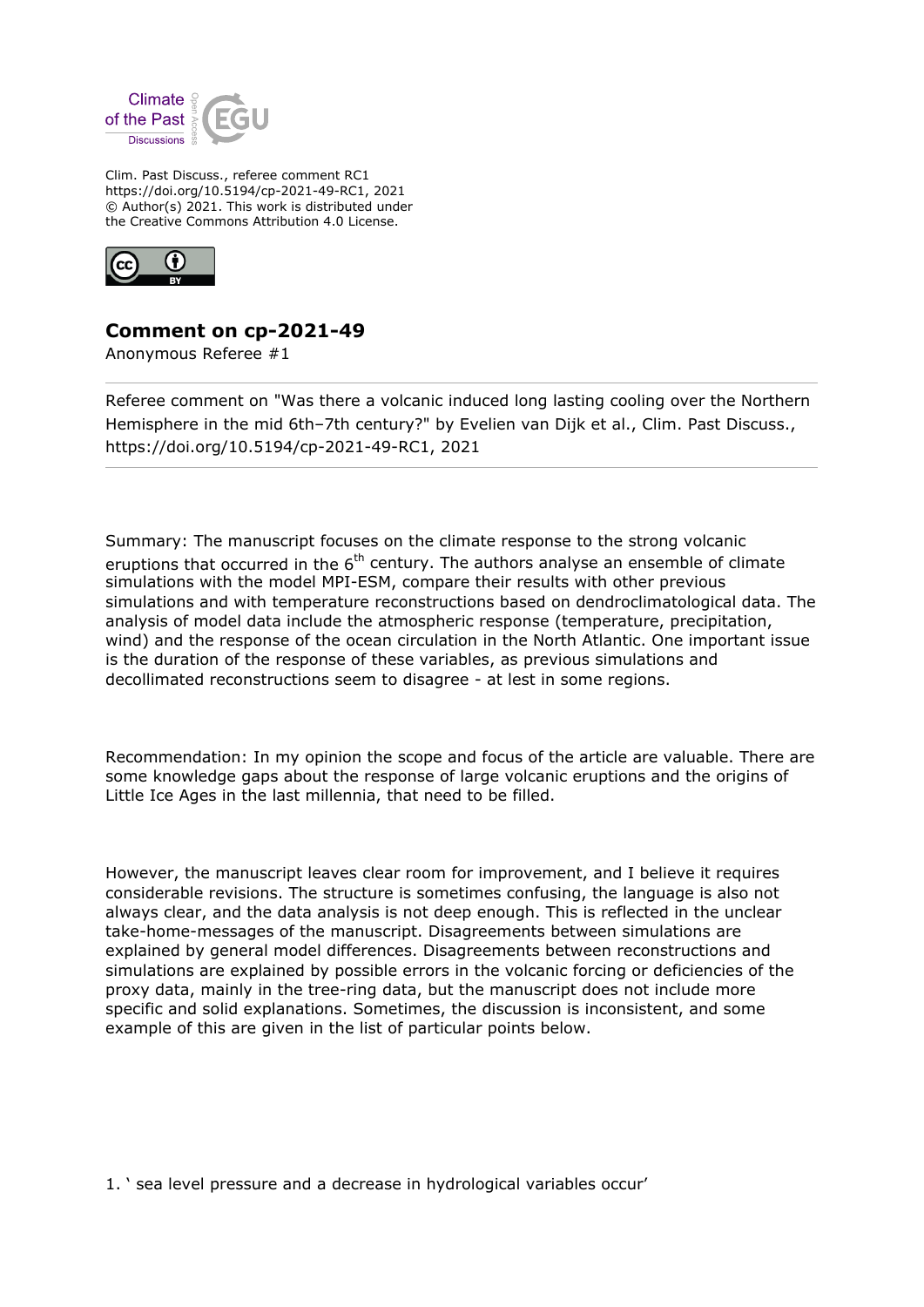Clim. Past Discuss., referee comment RC1
https://doi.org/10.5194/cp-2021-49-RC1, 2021
© Author(s) 2021. This work is distributed under
the Creative Commons Attribution 4.0 License.

## Comment on cp-2021-49

Anonymous Referee #1

Referee comment on "Was there a volcanic induced long lasting cooling over the Northern Hemisphere in the mid 6th–7th century?" by Evelien van Dijk et al., Clim. Past Discuss., https://doi.org/10.5194/cp-2021-49-RC1, 2021

Summary: The manuscript focuses on the climate response to the strong volcanic eruptions that occurred in the 6th century. The authors analyse an ensemble of climate simulations with the model MPI-ESM, compare their results with other previous simulations and with temperature reconstructions based on dendroclimatological data. The analysis of model data include the atmospheric response (temperature, precipitation, wind) and the response of the ocean circulation in the North Atlantic. One important issue is the duration of the response of these variables, as previous simulations and decollimated reconstructions seem to disagree - at lest in some regions.

Recommendation: In my opinion the scope and focus of the article are valuable. There are some knowledge gaps about the response of large volcanic eruptions and the origins of Little Ice Ages in the last millennia, that need to be filled.

However, the manuscript leaves clear room for improvement, and I believe it requires considerable revisions. The structure is sometimes confusing, the language is also not always clear, and the data analysis is not deep enough. This is reflected in the unclear take-home-messages of the manuscript. Disagreements between simulations are explained by general model differences. Disagreements between reconstructions and simulations are explained by possible errors in the volcanic forcing or deficiencies of the proxy data, mainly in the tree-ring data, but the manuscript does not include more specific and solid explanations. Sometimes, the discussion is inconsistent, and some example of this are given in the list of particular points below.

1. ' sea level pressure and a decrease in hydrological variables occur'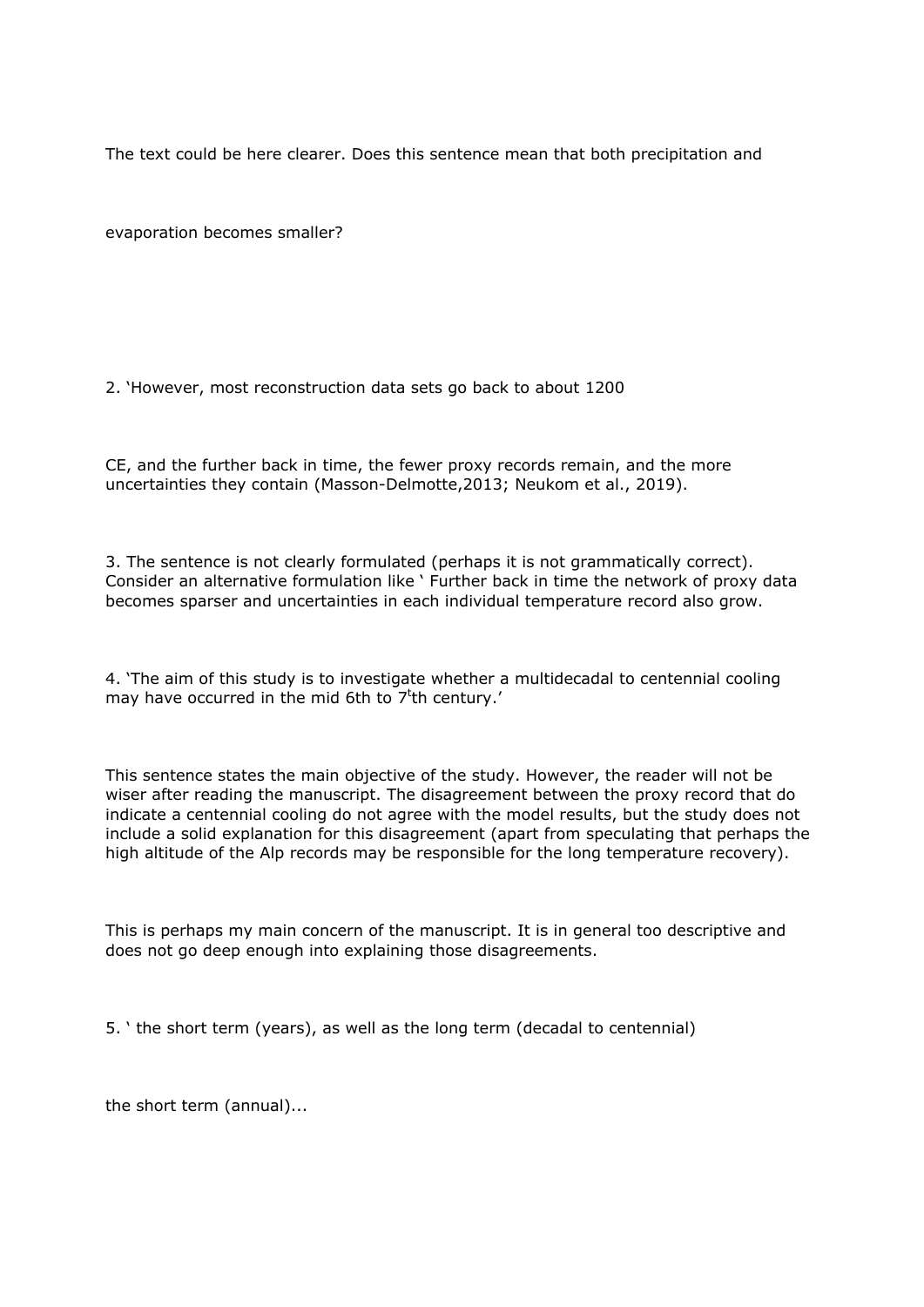The text could be here clearer. Does this sentence mean that both precipitation and

evaporation becomes smaller?

2. 'However, most reconstruction data sets go back to about 1200

CE, and the further back in time, the fewer proxy records remain, and the more uncertainties they contain (Masson-Delmotte,2013; Neukom et al., 2019).

3. The sentence is not clearly formulated (perhaps it is not grammatically correct). Consider an alternative formulation like ' Further back in time the network of proxy data becomes sparser and uncertainties in each individual temperature record also grow.

4. 'The aim of this study is to investigate whether a multidecadal to centennial cooling may have occurred in the mid 6th to 7[t]th century.'

This sentence states the main objective of the study. However, the reader will not be wiser after reading the manuscript. The disagreement between the proxy record that do indicate a centennial cooling do not agree with the model results, but the study does not include a solid explanation for this disagreement (apart from speculating that perhaps the high altitude of the Alp records may be responsible for the long temperature recovery).

This is perhaps my main concern of the manuscript. It is in general too descriptive and does not go deep enough into explaining those disagreements.

5. ' the short term (years), as well as the long term (decadal to centennial)

the short term (annual)...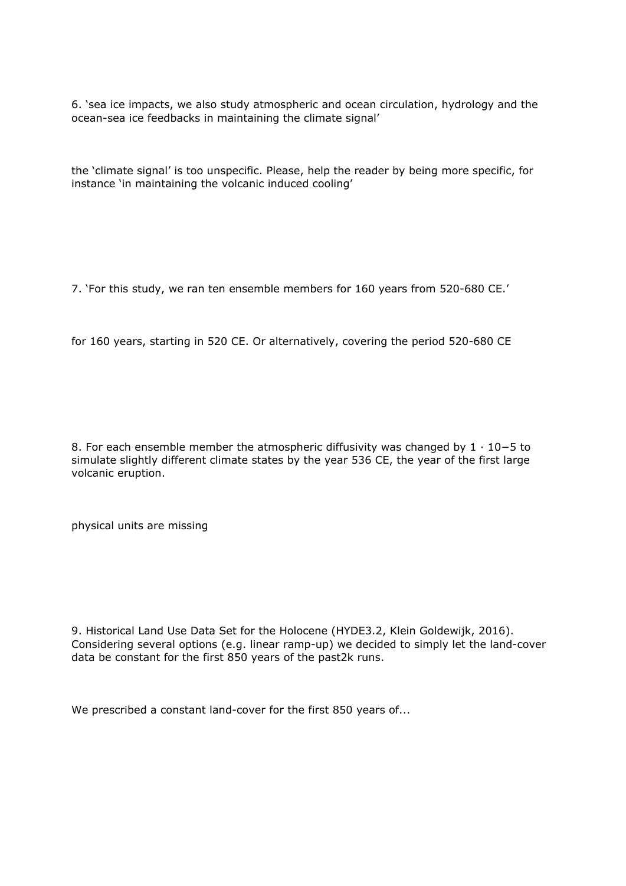6. ‘sea ice impacts, we also study atmospheric and ocean circulation, hydrology and the ocean-sea ice feedbacks in maintaining the climate signal’

the ‘climate signal’ is too unspecific. Please, help the reader by being more specific, for instance ‘in maintaining the volcanic induced cooling’

7. ‘For this study, we ran ten ensemble members for 160 years from 520-680 CE.’

for 160 years, starting in 520 CE. Or alternatively, covering the period 520-680 CE

8. For each ensemble member the atmospheric diffusivity was changed by $1 \cdot 10^{-5}$ to simulate slightly different climate states by the year 536 CE, the year of the first large volcanic eruption.

physical units are missing

9. Historical Land Use Data Set for the Holocene (HYDE3.2, Klein Goldewijk, 2016). Considering several options (e.g. linear ramp-up) we decided to simply let the land-cover data be constant for the first 850 years of the past2k runs.

We prescribed a constant land-cover for the first 850 years of...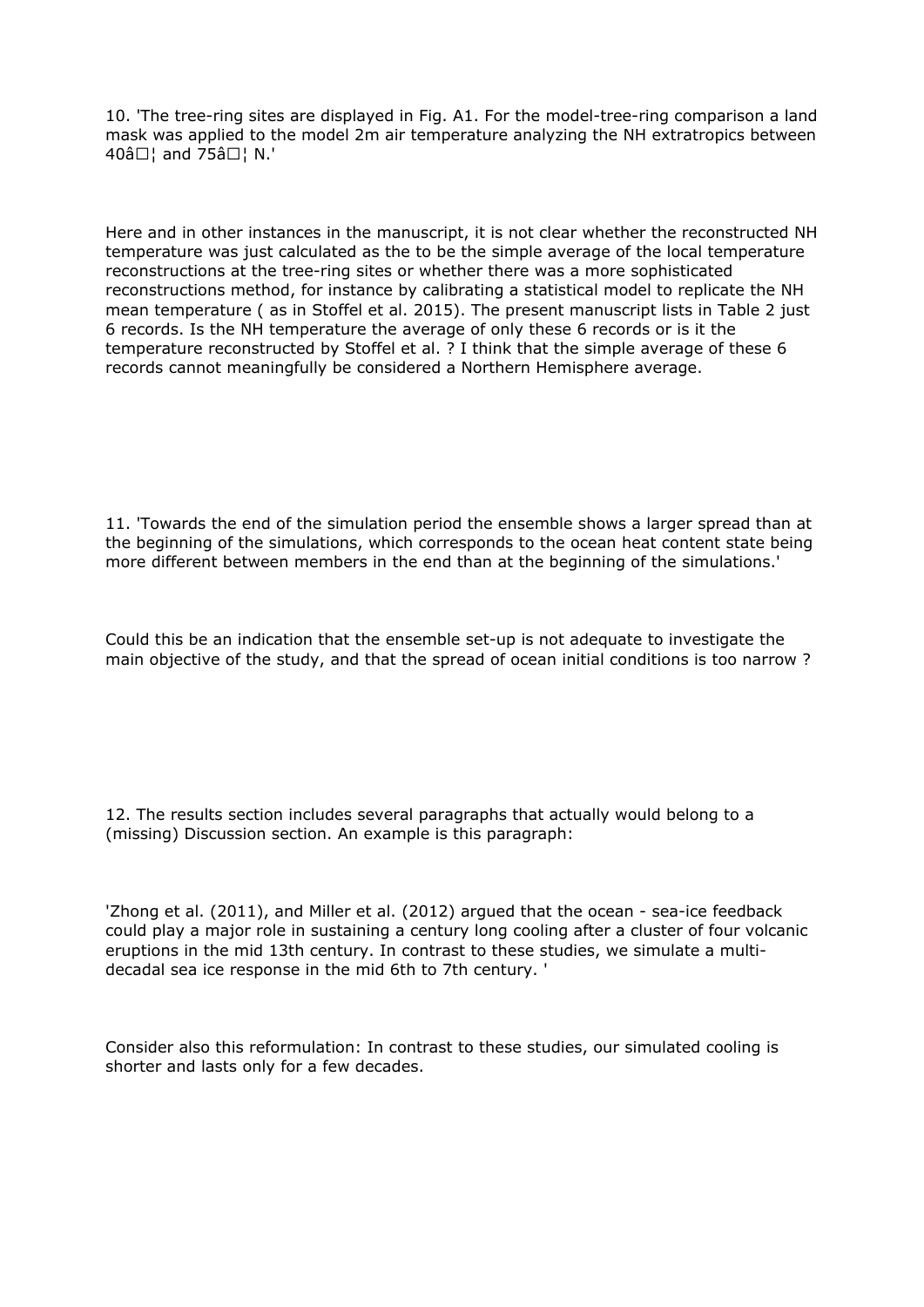10. 'The tree-ring sites are displayed in Fig. A1. For the model-tree-ring comparison a land mask was applied to the model 2m air temperature analyzing the NH extratropics between 40â□¦ and 75â□¦ N.'

Here and in other instances in the manuscript, it is not clear whether the reconstructed NH temperature was just calculated as the to be the simple average of the local temperature reconstructions at the tree-ring sites or whether there was a more sophisticated reconstructions method, for instance by calibrating a statistical model to replicate the NH mean temperature ( as in Stoffel et al. 2015). The present manuscript lists in Table 2 just 6 records. Is the NH temperature the average of only these 6 records or is it the temperature reconstructed by Stoffel et al. ? I think that the simple average of these 6 records cannot meaningfully be considered a Northern Hemisphere average.

11. 'Towards the end of the simulation period the ensemble shows a larger spread than at the beginning of the simulations, which corresponds to the ocean heat content state being more different between members in the end than at the beginning of the simulations.'

Could this be an indication that the ensemble set-up is not adequate to investigate the main objective of the study, and that the spread of ocean initial conditions is too narrow ?

12. The results section includes several paragraphs that actually would belong to a (missing) Discussion section. An example is this paragraph:

'Zhong et al. (2011), and Miller et al. (2012) argued that the ocean - sea-ice feedback could play a major role in sustaining a century long cooling after a cluster of four volcanic eruptions in the mid 13th century. In contrast to these studies, we simulate a multi-decadal sea ice response in the mid 6th to 7th century. '

Consider also this reformulation: In contrast to these studies, our simulated cooling is shorter and lasts only for a few decades.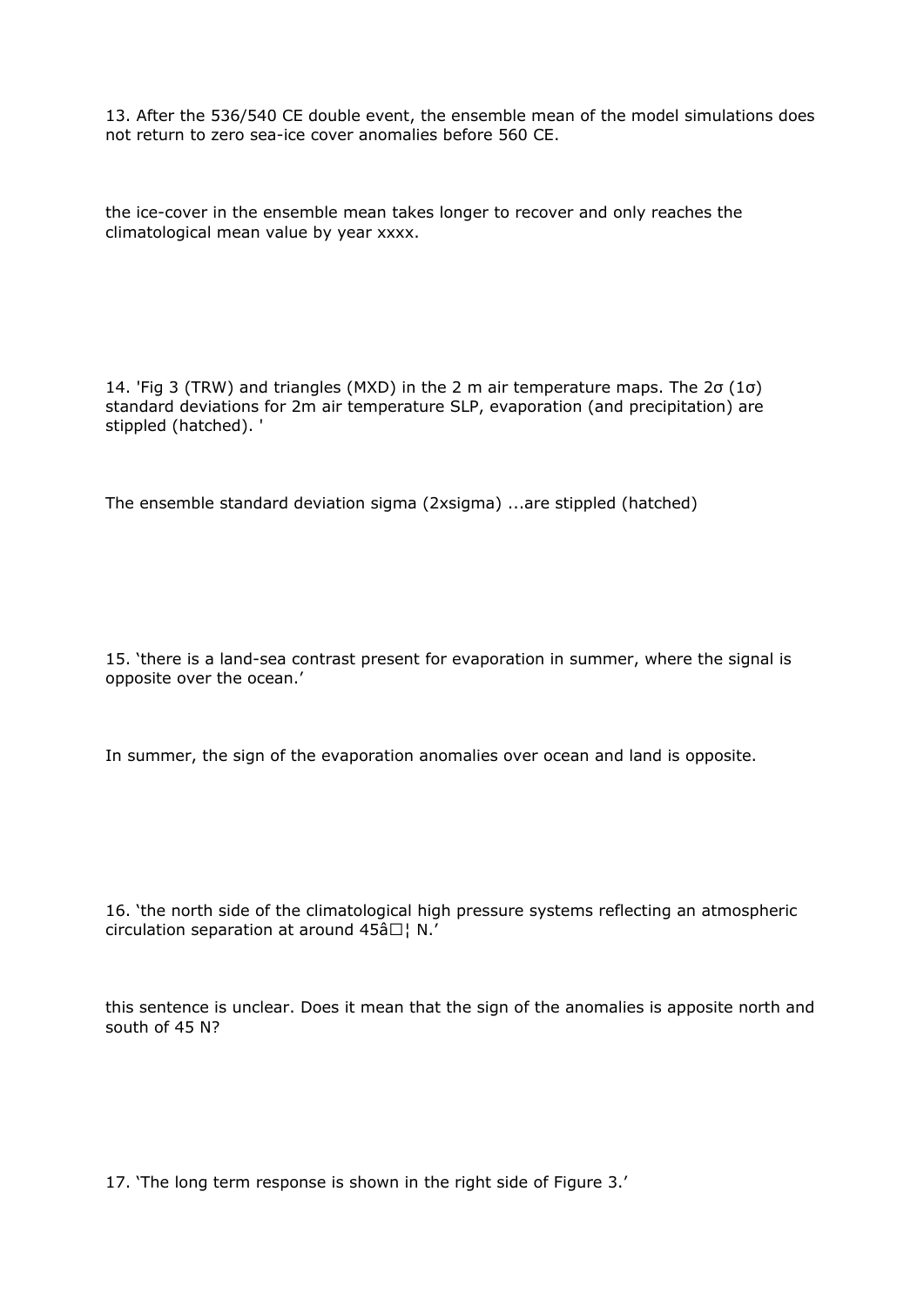13. After the 536/540 CE double event, the ensemble mean of the model simulations does not return to zero sea-ice cover anomalies before 560 CE.

the ice-cover in the ensemble mean takes longer to recover and only reaches the climatological mean value by year xxxx.

14. 'Fig 3 (TRW) and triangles (MXD) in the 2 m air temperature maps. The 2σ (1σ) standard deviations for 2m air temperature SLP, evaporation (and precipitation) are stippled (hatched). '

The ensemble standard deviation sigma (2xsigma) ...are stippled (hatched)

15. 'there is a land-sea contrast present for evaporation in summer, where the signal is opposite over the ocean.'

In summer, the sign of the evaporation anomalies over ocean and land is opposite.

16. 'the north side of the climatological high pressure systems reflecting an atmospheric circulation separation at around 45â☐¦ N.'

this sentence is unclear. Does it mean that the sign of the anomalies is apposite north and south of 45 N?

17. 'The long term response is shown in the right side of Figure 3.'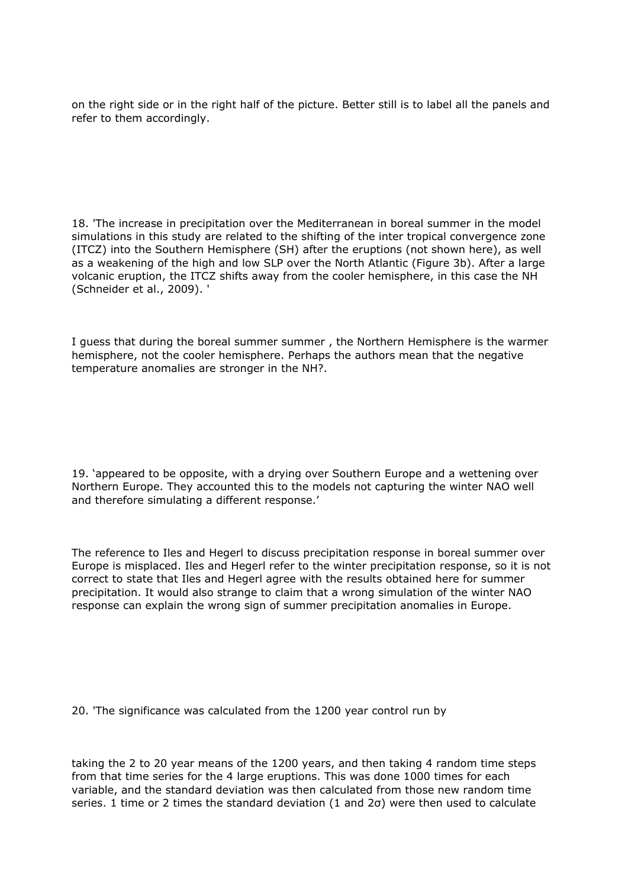on the right side or in the right half of the picture. Better still is to label all the panels and refer to them accordingly.

18. 'The increase in precipitation over the Mediterranean in boreal summer in the model simulations in this study are related to the shifting of the inter tropical convergence zone (ITCZ) into the Southern Hemisphere (SH) after the eruptions (not shown here), as well as a weakening of the high and low SLP over the North Atlantic (Figure 3b). After a large volcanic eruption, the ITCZ shifts away from the cooler hemisphere, in this case the NH (Schneider et al., 2009). '

I guess that during the boreal summer summer , the Northern Hemisphere is the warmer hemisphere, not the cooler hemisphere. Perhaps the authors mean that the negative temperature anomalies are stronger in the NH?.

19. 'appeared to be opposite, with a drying over Southern Europe and a wettening over Northern Europe. They accounted this to the models not capturing the winter NAO well and therefore simulating a different response.'

The reference to Iles and Hegerl to discuss precipitation response in boreal summer over Europe is misplaced. Iles and Hegerl refer to the winter precipitation response, so it is not correct to state that Iles and Hegerl agree with the results obtained here for summer precipitation. It would also strange to claim that a wrong simulation of the winter NAO response can explain the wrong sign of summer precipitation anomalies in Europe.

20. 'The significance was calculated from the 1200 year control run by

taking the 2 to 20 year means of the 1200 years, and then taking 4 random time steps from that time series for the 4 large eruptions. This was done 1000 times for each variable, and the standard deviation was then calculated from those new random time series. 1 time or 2 times the standard deviation (1 and 2σ) were then used to calculate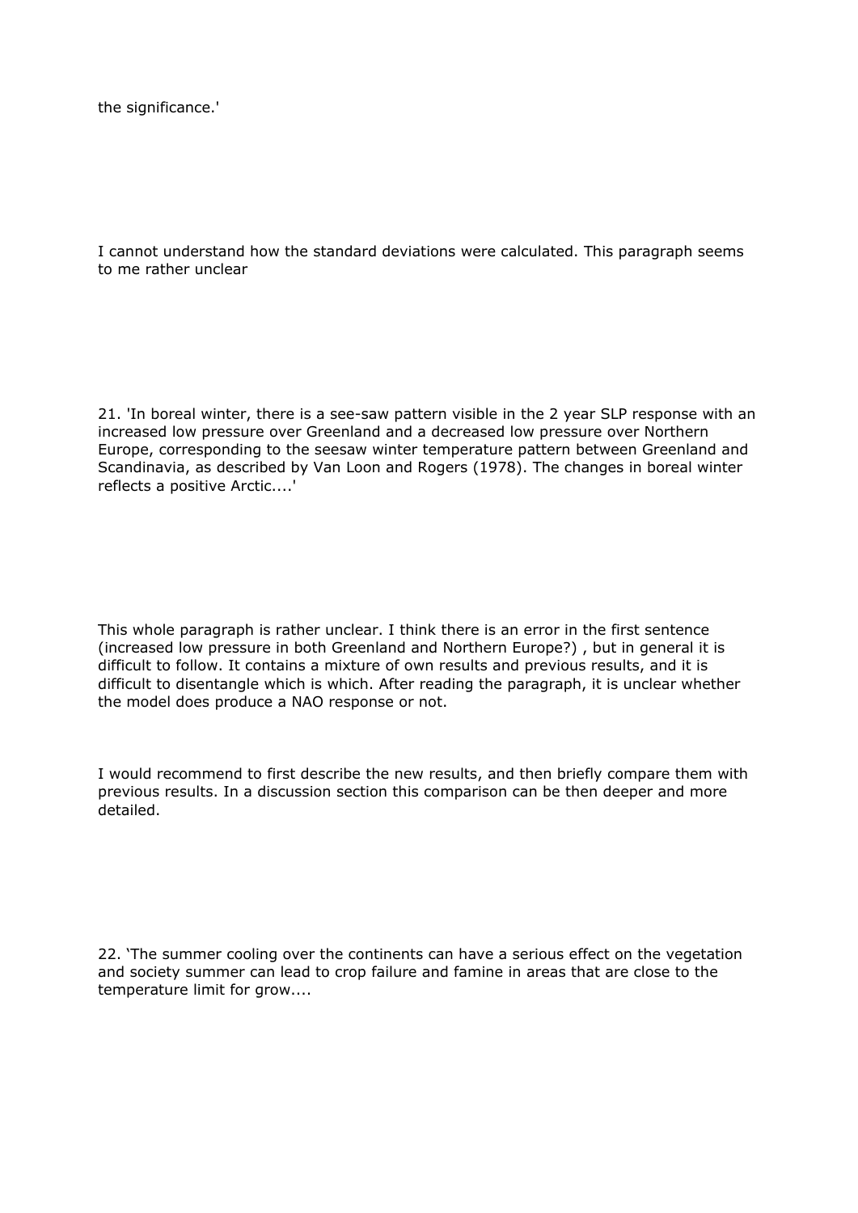the significance.'

I cannot understand how the standard deviations were calculated. This paragraph seems to me rather unclear

21. 'In boreal winter, there is a see-saw pattern visible in the 2 year SLP response with an increased low pressure over Greenland and a decreased low pressure over Northern Europe, corresponding to the seesaw winter temperature pattern between Greenland and Scandinavia, as described by Van Loon and Rogers (1978). The changes in boreal winter reflects a positive Arctic....'

This whole paragraph is rather unclear. I think there is an error in the first sentence (increased low pressure in both Greenland and Northern Europe?) , but in general it is difficult to follow. It contains a mixture of own results and previous results, and it is difficult to disentangle which is which. After reading the paragraph, it is unclear whether the model does produce a NAO response or not.

I would recommend to first describe the new results, and then briefly compare them with previous results. In a discussion section this comparison can be then deeper and more detailed.

22. 'The summer cooling over the continents can have a serious effect on the vegetation and society summer can lead to crop failure and famine in areas that are close to the temperature limit for grow....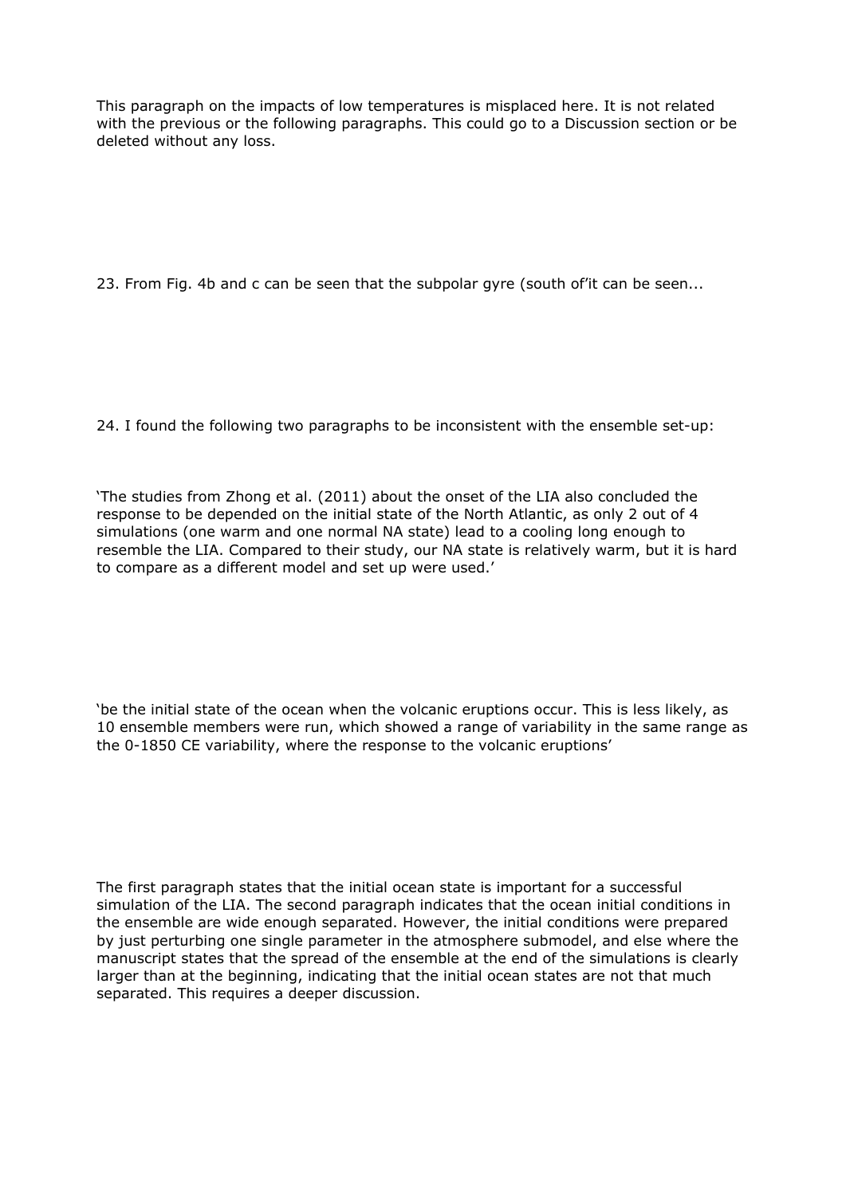This paragraph on the impacts of low temperatures is misplaced here. It is not related with the previous or the following paragraphs. This could go to a Discussion section or be deleted without any loss.

23. From Fig. 4b and c can be seen that the subpolar gyre (south of'it can be seen...

24. I found the following two paragraphs to be inconsistent with the ensemble set-up:

'The studies from Zhong et al. (2011) about the onset of the LIA also concluded the response to be depended on the initial state of the North Atlantic, as only 2 out of 4 simulations (one warm and one normal NA state) lead to a cooling long enough to resemble the LIA. Compared to their study, our NA state is relatively warm, but it is hard to compare as a different model and set up were used.'

'be the initial state of the ocean when the volcanic eruptions occur. This is less likely, as 10 ensemble members were run, which showed a range of variability in the same range as the 0-1850 CE variability, where the response to the volcanic eruptions'

The first paragraph states that the initial ocean state is important for a successful simulation of the LIA. The second paragraph indicates that the ocean initial conditions in the ensemble are wide enough separated. However, the initial conditions were prepared by just perturbing one single parameter in the atmosphere submodel, and else where the manuscript states that the spread of the ensemble at the end of the simulations is clearly larger than at the beginning, indicating that the initial ocean states are not that much separated. This requires a deeper discussion.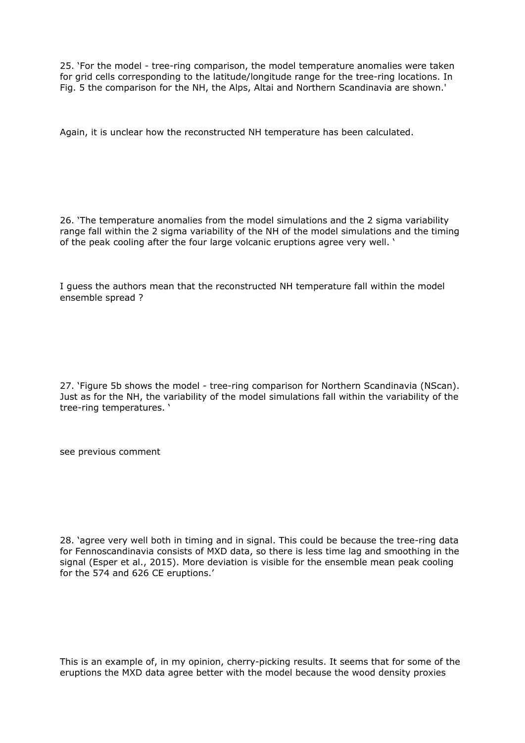25. 'For the model - tree-ring comparison, the model temperature anomalies were taken for grid cells corresponding to the latitude/longitude range for the tree-ring locations. In Fig. 5 the comparison for the NH, the Alps, Altai and Northern Scandinavia are shown.'

Again, it is unclear how the reconstructed NH temperature has been calculated.

26. 'The temperature anomalies from the model simulations and the 2 sigma variability range fall within the 2 sigma variability of the NH of the model simulations and the timing of the peak cooling after the four large volcanic eruptions agree very well. '

I guess the authors mean that the reconstructed NH temperature fall within the model ensemble spread ?

27. 'Figure 5b shows the model - tree-ring comparison for Northern Scandinavia (NScan). Just as for the NH, the variability of the model simulations fall within the variability of the tree-ring temperatures. '

see previous comment

28. 'agree very well both in timing and in signal. This could be because the tree-ring data for Fennoscandinavia consists of MXD data, so there is less time lag and smoothing in the signal (Esper et al., 2015). More deviation is visible for the ensemble mean peak cooling for the 574 and 626 CE eruptions.'

This is an example of, in my opinion, cherry-picking results. It seems that for some of the eruptions the MXD data agree better with the model because the wood density proxies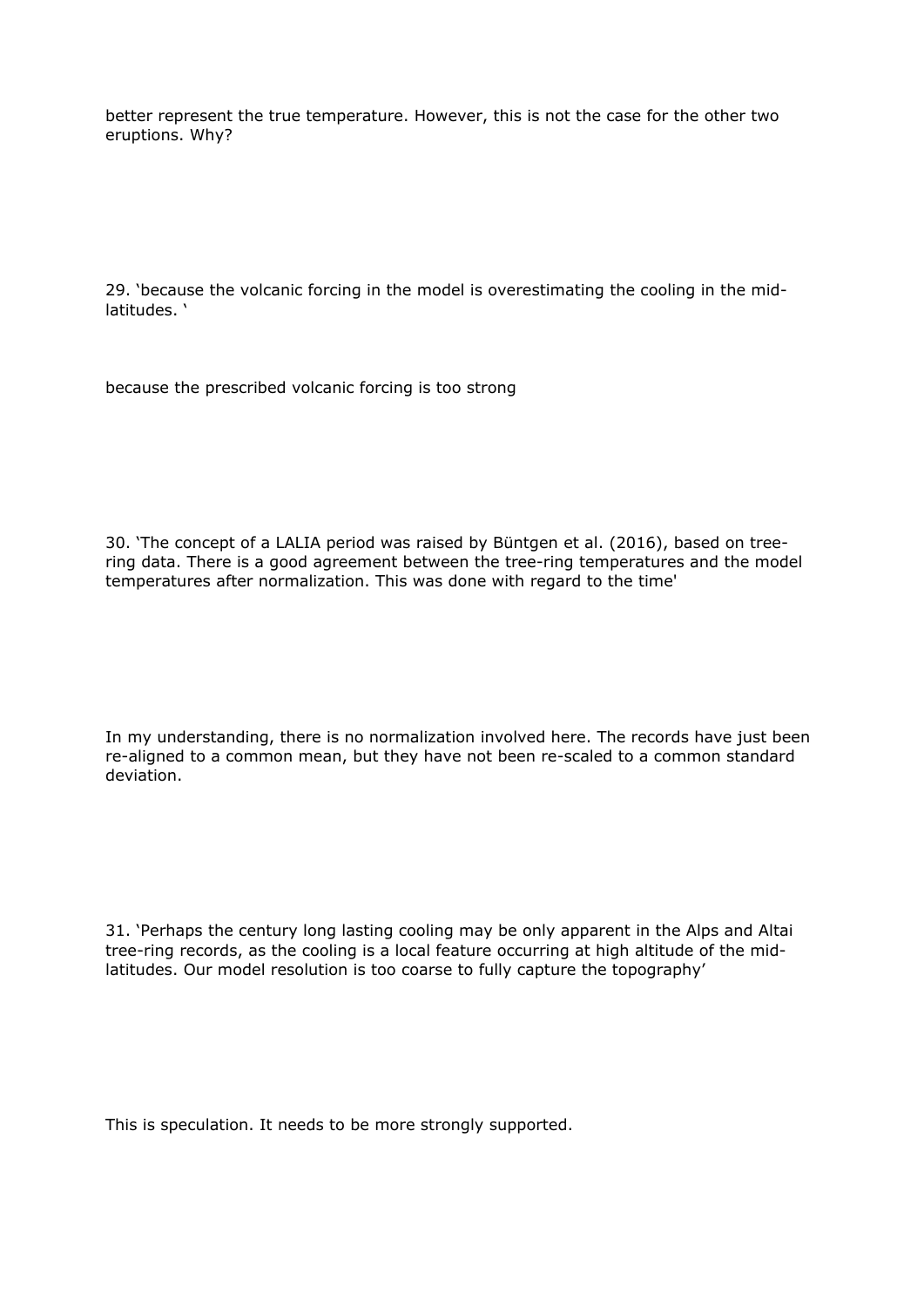better represent the true temperature. However, this is not the case for the other two eruptions. Why?

29. 'because the volcanic forcing in the model is overestimating the cooling in the mid-latitudes. '

because the prescribed volcanic forcing is too strong

30. 'The concept of a LALIA period was raised by Büntgen et al. (2016), based on tree-ring data. There is a good agreement between the tree-ring temperatures and the model temperatures after normalization. This was done with regard to the time'

In my understanding, there is no normalization involved here. The records have just been re-aligned to a common mean, but they have not been re-scaled to a common standard deviation.

31. 'Perhaps the century long lasting cooling may be only apparent in the Alps and Altai tree-ring records, as the cooling is a local feature occurring at high altitude of the mid-latitudes. Our model resolution is too coarse to fully capture the topography'

This is speculation. It needs to be more strongly supported.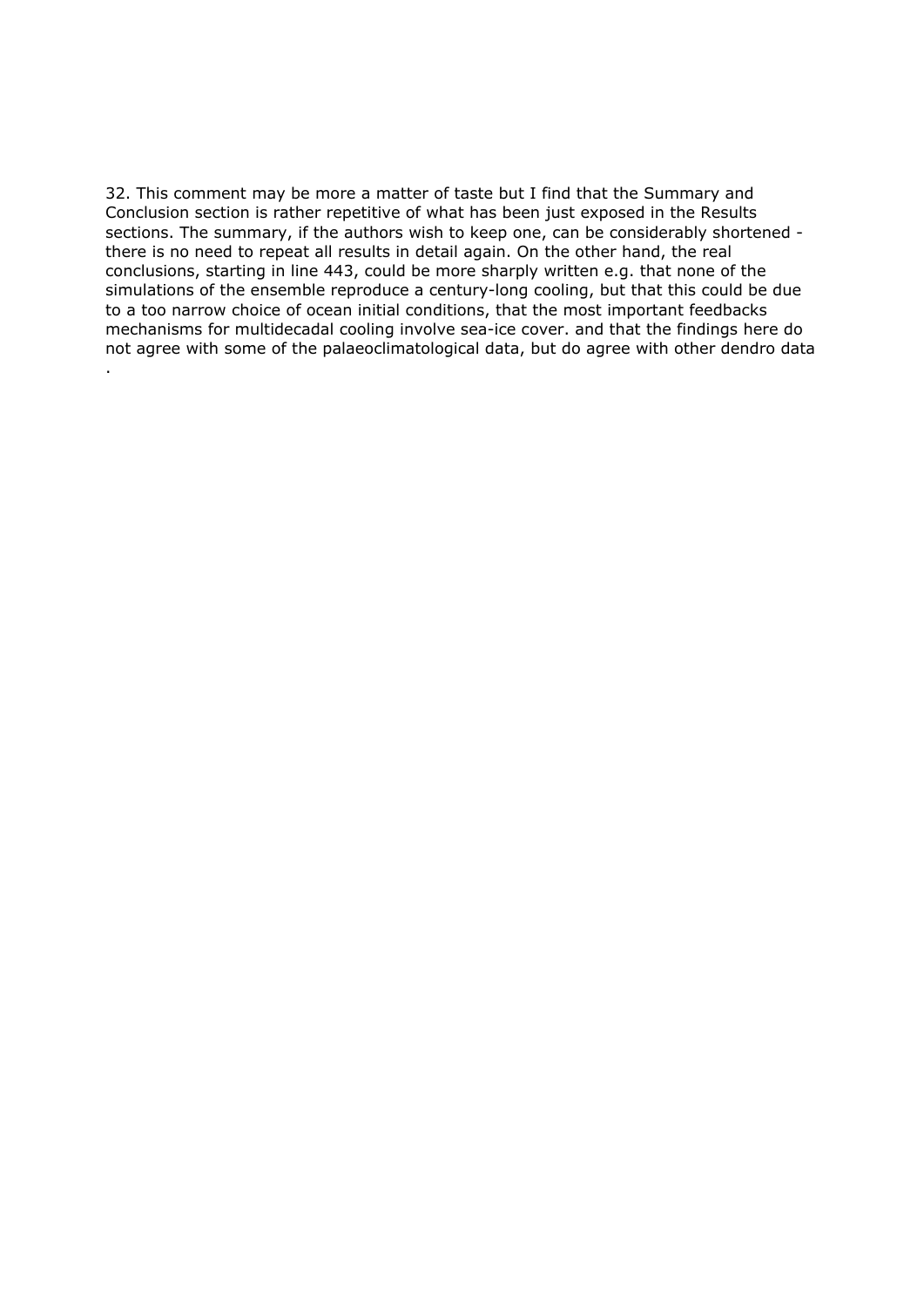32. This comment may be more a matter of taste but I find that the Summary and Conclusion section is rather repetitive of what has been just exposed in the Results sections. The summary, if the authors wish to keep one, can be considerably shortened - there is no need to repeat all results in detail again. On the other hand, the real conclusions, starting in line 443, could be more sharply written e.g. that none of the simulations of the ensemble reproduce a century-long cooling, but that this could be due to a too narrow choice of ocean initial conditions, that the most important feedbacks mechanisms for multidecadal cooling involve sea-ice cover. and that the findings here do not agree with some of the palaeoclimatological data, but do agree with other dendro data .